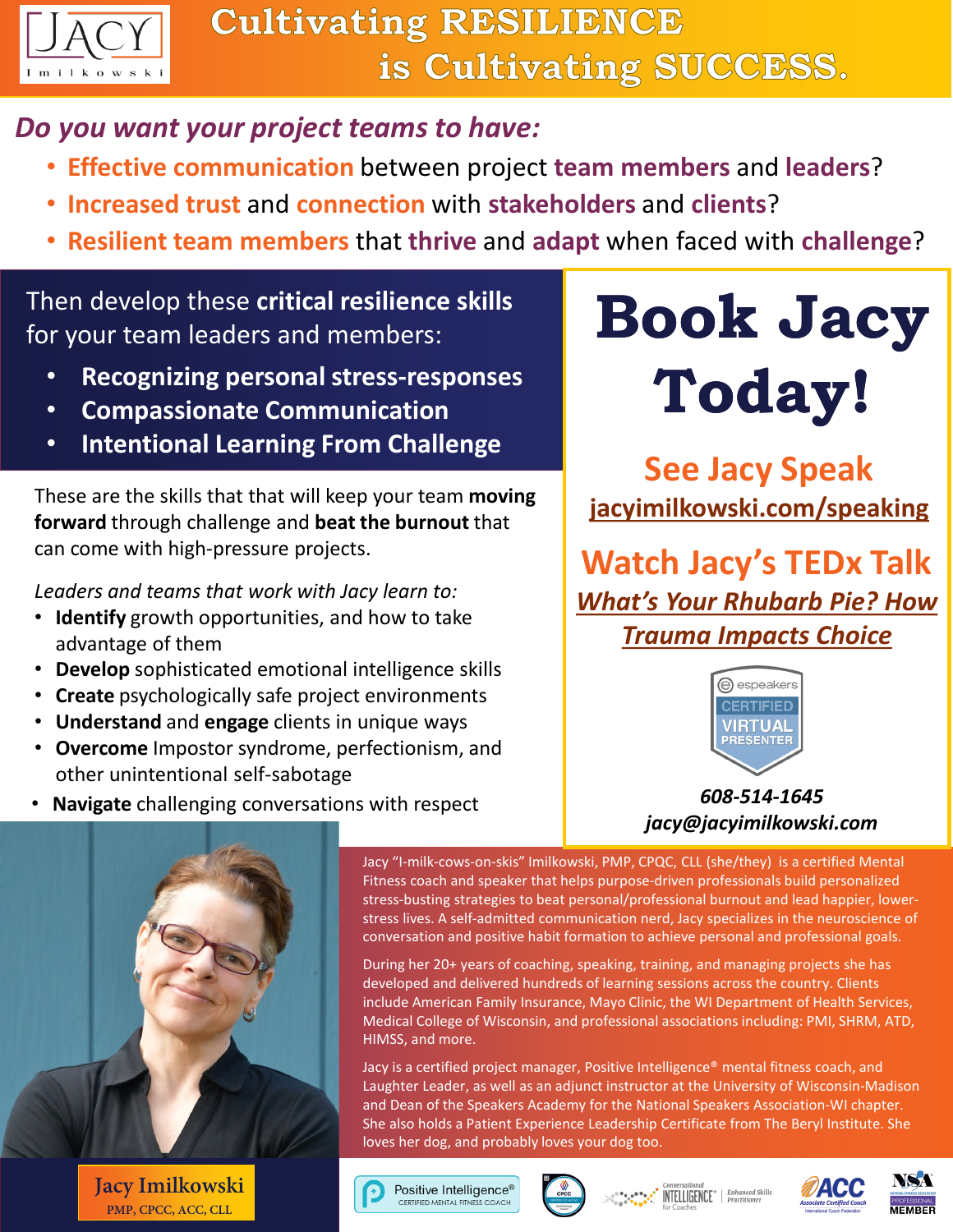# Cultivating RESILIENCE is Cultivating SUCCESS.

## *Do you want your project teams to have:*

- **Effective communication** between project **team members** and **leaders**?
- **Increased trust** and **connection** with **stakeholders** and **clients**?
- **Resilient team members** that **thrive** and **adapt** when faced with **challenge**?

Then develop these **critical resilience skills** for your team leaders and members:

- **Recognizing personal stress-responses**
- **Compassionate Communication**
- **Intentional Learning From Challenge**

These are the skills that that will keep your team **moving forward** through challenge and **beat the burnout** that can come with high-pressure projects.

*Leaders and teams that work with Jacy learn to:*

- **Identify** growth opportunities, and how to take advantage of them
- **Develop** sophisticated emotional intelligence skills
- **Create** psychologically safe project environments
- **Understand** and **engage** clients in unique ways
- **Overcome** Impostor syndrome, perfectionism, and other unintentional self-sabotage
- **Navigate** challenging conversations with respect

# Book Jacy Today!

## See Jacy Speak

jacyimilkowski.com/speaking

## Watch Jacy's TEDx Talk

***What's Your Rhubarb Pie? How Trauma Impacts Choice***

espeakers CERTIFIED VIRTUAL PRESENTER

***608-514-1645***

***jacy@jacyimilkowski.com***

Jacy "I-milk-cows-on-skis" Imilkowski, PMP, CPQC, CLL (she/they) is a certified Mental Fitness coach and speaker that helps purpose-driven professionals build personalized stress-busting strategies to beat personal/professional burnout and lead happier, lower-stress lives. A self-admitted communication nerd, Jacy specializes in the neuroscience of conversation and positive habit formation to achieve personal and professional goals.

During her 20+ years of coaching, speaking, training, and managing projects she has developed and delivered hundreds of learning sessions across the country. Clients include American Family Insurance, Mayo Clinic, the WI Department of Health Services, Medical College of Wisconsin, and professional associations including: PMI, SHRM, ATD, HIMSS, and more.

Jacy is a certified project manager, Positive Intelligence® mental fitness coach, and Laughter Leader, as well as an adjunct instructor at the University of Wisconsin-Madison and Dean of the Speakers Academy for the National Speakers Association-WI chapter. She also holds a Patient Experience Leadership Certificate from The Beryl Institute. She loves her dog, and probably loves your dog too.

**Jacy Imilkowski**
PMP, CPCC, ACC, CLL

Positive Intelligence® CERTIFIED MENTAL FITNESS COACH | Conversational Intelligence® for Coaches Enhanced Skills Practitioner | ACC Associate Certified Coach International Coach Federation | NSA PROFESSIONAL MEMBER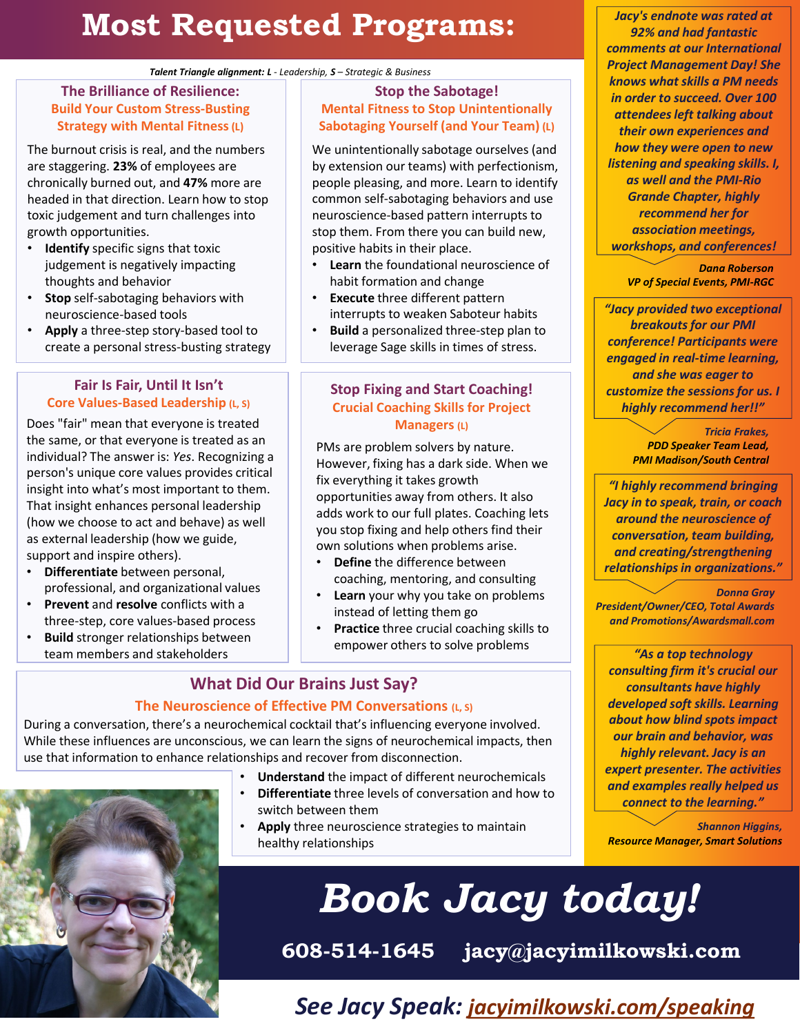# Most Requested Programs:

***Talent Triangle alignment: L** - Leadership, **S** – Strategic & Business*

### The Brilliance of Resilience:
#### Build Your Custom Stress-Busting Strategy with Mental Fitness (L)

The burnout crisis is real, and the numbers are staggering. **23%** of employees are chronically burned out, and **47%** more are headed in that direction. Learn how to stop toxic judgement and turn challenges into growth opportunities.

- **Identify** specific signs that toxic judgement is negatively impacting thoughts and behavior
- **Stop** self-sabotaging behaviors with neuroscience-based tools
- **Apply** a three-step story-based tool to create a personal stress-busting strategy

### Stop the Sabotage!
#### Mental Fitness to Stop Unintentionally Sabotaging Yourself (and Your Team) (L)

We unintentionally sabotage ourselves (and by extension our teams) with perfectionism, people pleasing, and more. Learn to identify common self-sabotaging behaviors and use neuroscience-based pattern interrupts to stop them. From there you can build new, positive habits in their place.

- **Learn** the foundational neuroscience of habit formation and change
- **Execute** three different pattern interrupts to weaken Saboteur habits
- **Build** a personalized three-step plan to leverage Sage skills in times of stress.

### Fair Is Fair, Until It Isn't
#### Core Values-Based Leadership (L, S)

Does "fair" mean that everyone is treated the same, or that everyone is treated as an individual? The answer is: *Yes*. Recognizing a person's unique core values provides critical insight into what's most important to them. That insight enhances personal leadership (how we choose to act and behave) as well as external leadership (how we guide, support and inspire others).

- **Differentiate** between personal, professional, and organizational values
- **Prevent** and **resolve** conflicts with a three-step, core values-based process
- **Build** stronger relationships between team members and stakeholders

### Stop Fixing and Start Coaching!
#### Crucial Coaching Skills for Project Managers (L)

PMs are problem solvers by nature. However, fixing has a dark side. When we fix everything it takes growth opportunities away from others. It also adds work to our full plates. Coaching lets you stop fixing and help others find their own solutions when problems arise.

- **Define** the difference between coaching, mentoring, and consulting
- **Learn** your why you take on problems instead of letting them go
- **Practice** three crucial coaching skills to empower others to solve problems

### What Did Our Brains Just Say?
#### The Neuroscience of Effective PM Conversations (L, S)

During a conversation, there's a neurochemical cocktail that's influencing everyone involved. While these influences are unconscious, we can learn the signs of neurochemical impacts, then use that information to enhance relationships and recover from disconnection.

- **Understand** the impact of different neurochemicals
- **Differentiate** three levels of conversation and how to switch between them
- **Apply** three neuroscience strategies to maintain healthy relationships

*Jacy's endnote was rated at 92% and had fantastic comments at our International Project Management Day! She knows what skills a PM needs in order to succeed. Over 100 attendees left talking about their own experiences and how they were open to new listening and speaking skills. I, as well and the PMI-Rio Grande Chapter, highly recommend her for association meetings, workshops, and conferences!*

**Dana Roberson**
**VP of Special Events, PMI-RGC**

*"Jacy provided two exceptional breakouts for our PMI conference! Participants were engaged in real-time learning, and she was eager to customize the sessions for us. I highly recommend her!!"*

**Tricia Frakes,**
**PDD Speaker Team Lead,**
**PMI Madison/South Central**

*"I highly recommend bringing Jacy in to speak, train, or coach around the neuroscience of conversation, team building, and creating/strengthening relationships in organizations."*

**Donna Gray**
**President/Owner/CEO, Total Awards and Promotions/Awardsmall.com**

*"As a top technology consulting firm it's crucial our consultants have highly developed soft skills. Learning about how blind spots impact our brain and behavior, was highly relevant. Jacy is an expert presenter. The activities and examples really helped us connect to the learning."*

**Shannon Higgins,**
**Resource Manager, Smart Solutions**

# *Book Jacy today!*

**608-514-1645 jacy@jacyimilkowski.com**

## *See Jacy Speak: jacyimilkowski.com/speaking*